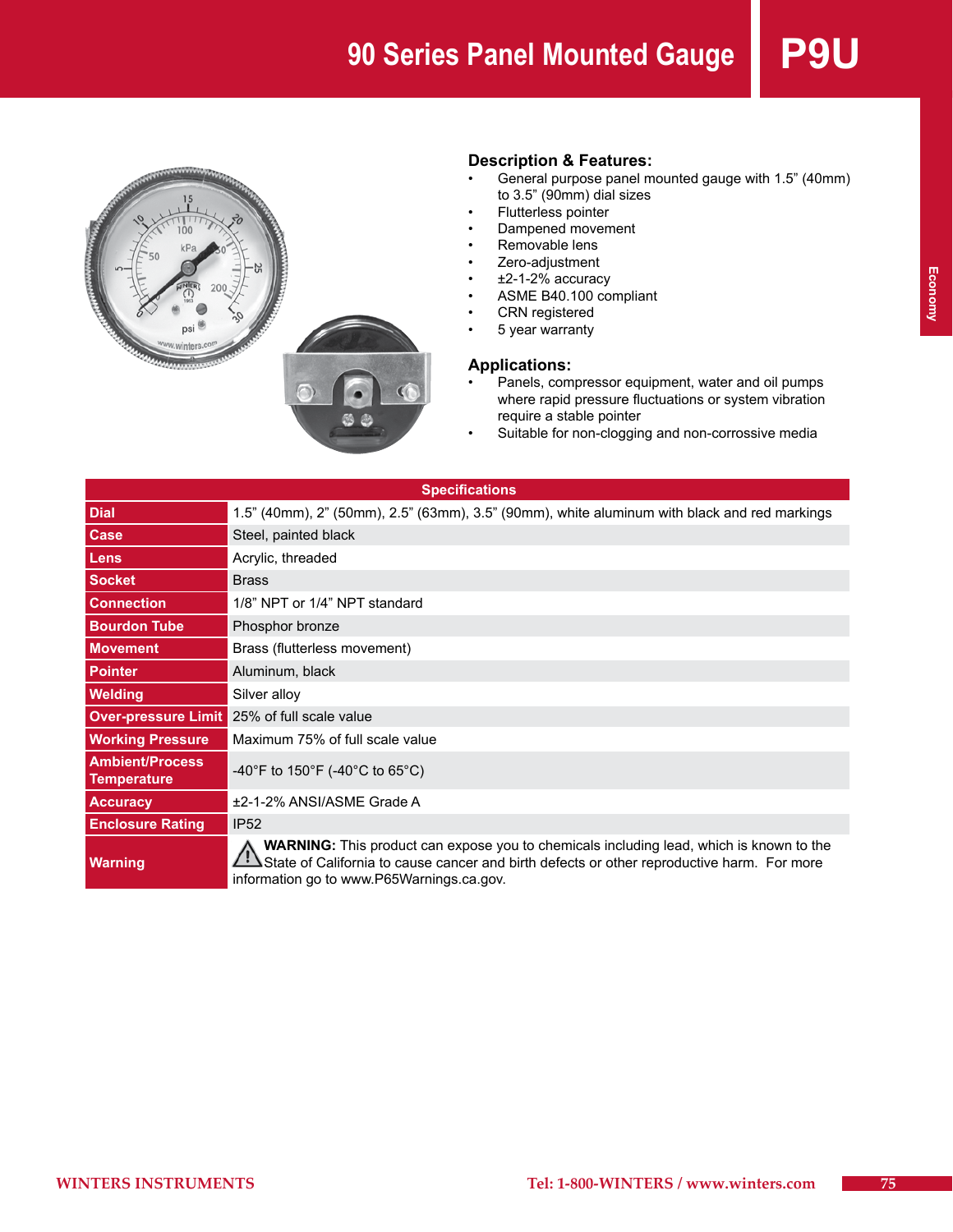# 90 Series Panel Mounted Gauge

# P9U

Economy

## Description & Features:

- General purpose panel mounted gauge with 1.5" (40mm) to 3.5" (90mm) dial sizes
- Flutterless pointer
- Dampened movement
- Removable lens
- Zero-adjustment
- ±2-1-2% accuracy
- ASME B40.100 compliant
- CRN registered
- 5 year warranty

## Applications:

- Panels, compressor equipment, water and oil pumps where rapid pressure fluctuations or system vibration require a stable pointer
- Suitable for non-clogging and non-corrosive media

| Specifications | |
|---|---|
| **Dial** | 1.5" (40mm), 2" (50mm), 2.5" (63mm), 3.5" (90mm), white aluminum with black and red markings |
| **Case** | Steel, painted black |
| **Lens** | Acrylic, threaded |
| **Socket** | Brass |
| **Connection** | 1/8" NPT or 1/4" NPT standard |
| **Bourdon Tube** | Phosphor bronze |
| **Movement** | Brass (flutterless movement) |
| **Pointer** | Aluminum, black |
| **Welding** | Silver alloy |
| **Over-pressure Limit** | 25% of full scale value |
| **Working Pressure** | Maximum 75% of full scale value |
| **Ambient/Process Temperature** | -40°F to 150°F (-40°C to 65°C) |
| **Accuracy** | ±2-1-2% ANSI/ASME Grade A |
| **Enclosure Rating** | IP52 |
| **Warning** | ⚠ **WARNING:** This product can expose you to chemicals including lead, which is known to the State of California to cause cancer and birth defects or other reproductive harm. For more information go to www.P65Warnings.ca.gov. |

WINTERS INSTRUMENTS    Tel: 1-800-WINTERS / www.winters.com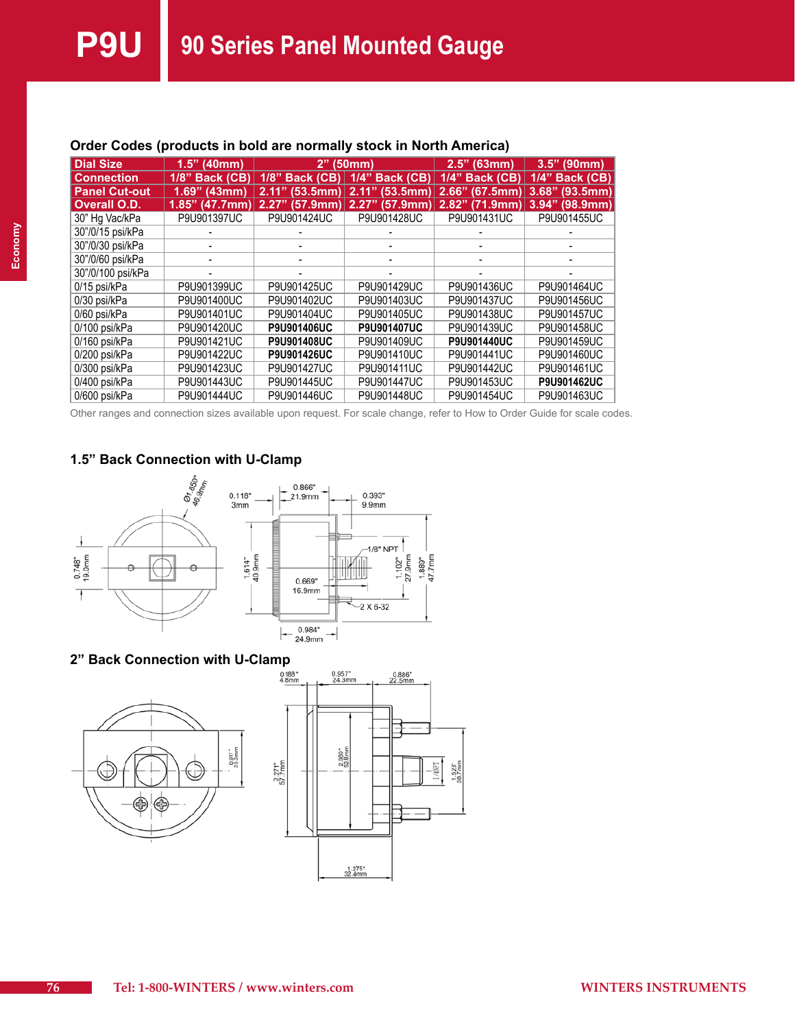# P9U 90 Series Panel Mounted Gauge

## Order Codes (products in bold are normally stock in North America)

| Dial Size | 1.5" (40mm) | 2" (50mm) | | 2.5" (63mm) | 3.5" (90mm) |
|---|---|---|---|---|---|
| Connection | 1/8" Back (CB) | 1/8" Back (CB) | 1/4" Back (CB) | 1/4" Back (CB) | 1/4" Back (CB) |
| Panel Cut-out | 1.69" (43mm) | 2.11" (53.5mm) | 2.11" (53.5mm) | 2.66" (67.5mm) | 3.68" (93.5mm) |
| Overall O.D. | 1.85" (47.7mm) | 2.27" (57.9mm) | 2.27" (57.9mm) | 2.82" (71.9mm) | 3.94" (98.9mm) |
| 30" Hg Vac/kPa | P9U901397UC | P9U901424UC | P9U901428UC | P9U901431UC | P9U901455UC |
| 30"/0/15 psi/kPa | - | - | - | - | - |
| 30"/0/30 psi/kPa | - | - | - | - | - |
| 30"/0/60 psi/kPa | - | - | - | - | - |
| 30"/0/100 psi/kPa | - | - | - | - | - |
| 0/15 psi/kPa | P9U901399UC | P9U901425UC | P9U901429UC | P9U901436UC | P9U901464UC |
| 0/30 psi/kPa | P9U901400UC | P9U901402UC | P9U901403UC | P9U901437UC | P9U901456UC |
| 0/60 psi/kPa | P9U901401UC | P9U901404UC | P9U901405UC | P9U901438UC | P9U901457UC |
| 0/100 psi/kPa | P9U901420UC | **P9U901406UC** | **P9U901407UC** | P9U901439UC | P9U901458UC |
| 0/160 psi/kPa | P9U901421UC | **P9U901408UC** | P9U901409UC | **P9U901440UC** | P9U901459UC |
| 0/200 psi/kPa | P9U901422UC | **P9U901426UC** | P9U901410UC | P9U901441UC | P9U901460UC |
| 0/300 psi/kPa | P9U901423UC | P9U901427UC | P9U901411UC | P9U901442UC | P9U901461UC |
| 0/400 psi/kPa | P9U901443UC | P9U901445UC | P9U901447UC | P9U901453UC | **P9U901462UC** |
| 0/600 psi/kPa | P9U901444UC | P9U901446UC | P9U901448UC | P9U901454UC | P9U901463UC |

Other ranges and connection sizes available upon request. For scale change, refer to How to Order Guide for scale codes.

### 1.5" Back Connection with U-Clamp

Ø1.850" 46.9mm; 0.118" 3mm; 0.866" 21.9mm; 0.393" 9.9mm; 1/8" NPT; 0.748" 19.0mm; 1.614" 40.9mm; 0.669" 16.9mm; 1.102" 27.9mm; 1.883" 47.7mm; 2 X 6-32; 0.984" 24.9mm

### 2" Back Connection with U-Clamp

0.188" 4.8mm; 0.957" 24.3mm; 0.886" 22.5mm; 0.917" 23.3mm; 2.271" 57.7mm; 2.080" 52.8mm; 1/4 NPT; 1.523" 38.7mm; 1.275" 32.4mm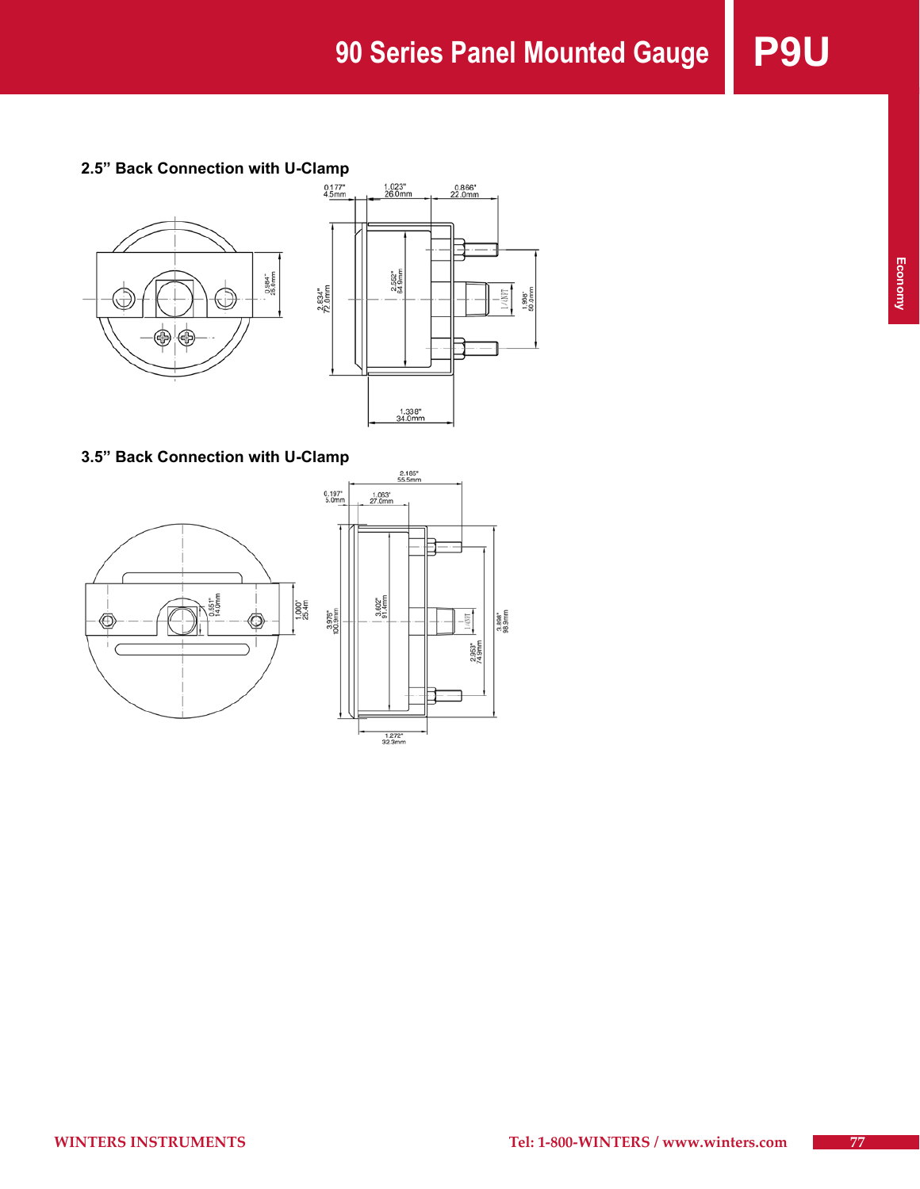# 90 Series Panel Mounted Gauge

## P9U

Economy

### 2.5" Back Connection with U-Clamp

0.177"
4.5mm

1.023"
26.0mm

0.866"
22.0mm

0.984"
25.0mm

2.834"
72.0mm

2.562"
64.9mm

1/4NPT

1.998"
50.0mm

1.338"
34.0mm

### 3.5" Back Connection with U-Clamp

2.185"
55.5mm

0.197"
5.0mm

1.063"
27.0mm

0.551"
14.0mm

1.000"
25.4m

3.975"
100.9mm

3.602"
91.4mm

1/4NPT

2.953"
74.9mm

3.894"
98.9mm

1.272"
32.3mm